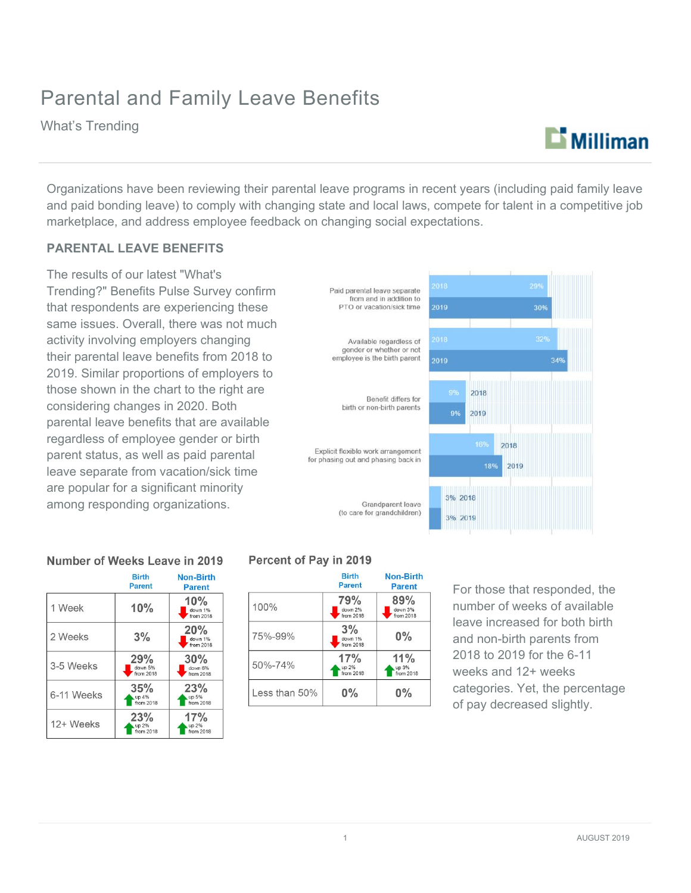# Parental and Family Leave Benefits

What's Trending

Organizations have been reviewing their parental leave programs in recent years (including paid family leave and paid bonding leave) to comply with changing state and local laws, compete for talent in a competitive job marketplace, and address employee feedback on changing social expectations.

## PARENTAL LEAVE BENEFITS

The results of our latest "What's Trending?" Benefits Pulse Survey confirm that respondents are experiencing these same issues. Overall, there was not much activity involving employers changing their parental leave benefits from 2018 to 2019. Similar proportions of employers to those shown in the chart to the right are considering changes in 2020. Both parental leave benefits that are available regardless of employee gender or birth parent status, as well as paid parental leave separate from vacation/sick time are popular for a significant minority among responding organizations.

| | 2018 | 2019 |
|---|---|---|
| Paid parental leave separate from and in addition to PTO or vacation/sick time | 29% | 30% |
| Available regardless of gender or whether or not employee is the birth parent | 32% | 34% |
| Benefit differs for birth or non-birth parents | 9% | 9% |
| Explicit flexible work arrangement for phasing out and phasing back in | 16% | 18% |
| Grandparent leave (to care for grandchildren) | 3% | 3% |

### Number of Weeks Leave in 2019

| | Birth Parent | Non-Birth Parent |
|---|---|---|
| 1 Week | 10% | 10% (down 1% from 2018) |
| 2 Weeks | 3% | 20% (down 1% from 2018) |
| 3-5 Weeks | 29% (down 5% from 2018) | 30% (down 8% from 2018) |
| 6-11 Weeks | 35% (up 4% from 2018) | 23% (up 5% from 2018) |
| 12+ Weeks | 23% (up 2% from 2018) | 17% (up 2% from 2018) |

### Percent of Pay in 2019

| | Birth Parent | Non-Birth Parent |
|---|---|---|
| 100% | 79% (down 2% from 2018) | 89% (down 3% from 2018) |
| 75%-99% | 3% (down 1% from 2018) | 0% |
| 50%-74% | 17% (up 2% from 2018) | 11% (up 3% from 2018) |
| Less than 50% | 0% | 0% |

For those that responded, the number of weeks of available leave increased for both birth and non-birth parents from 2018 to 2019 for the 6-11 weeks and 12+ weeks categories. Yet, the percentage of pay decreased slightly.

AUGUST 2019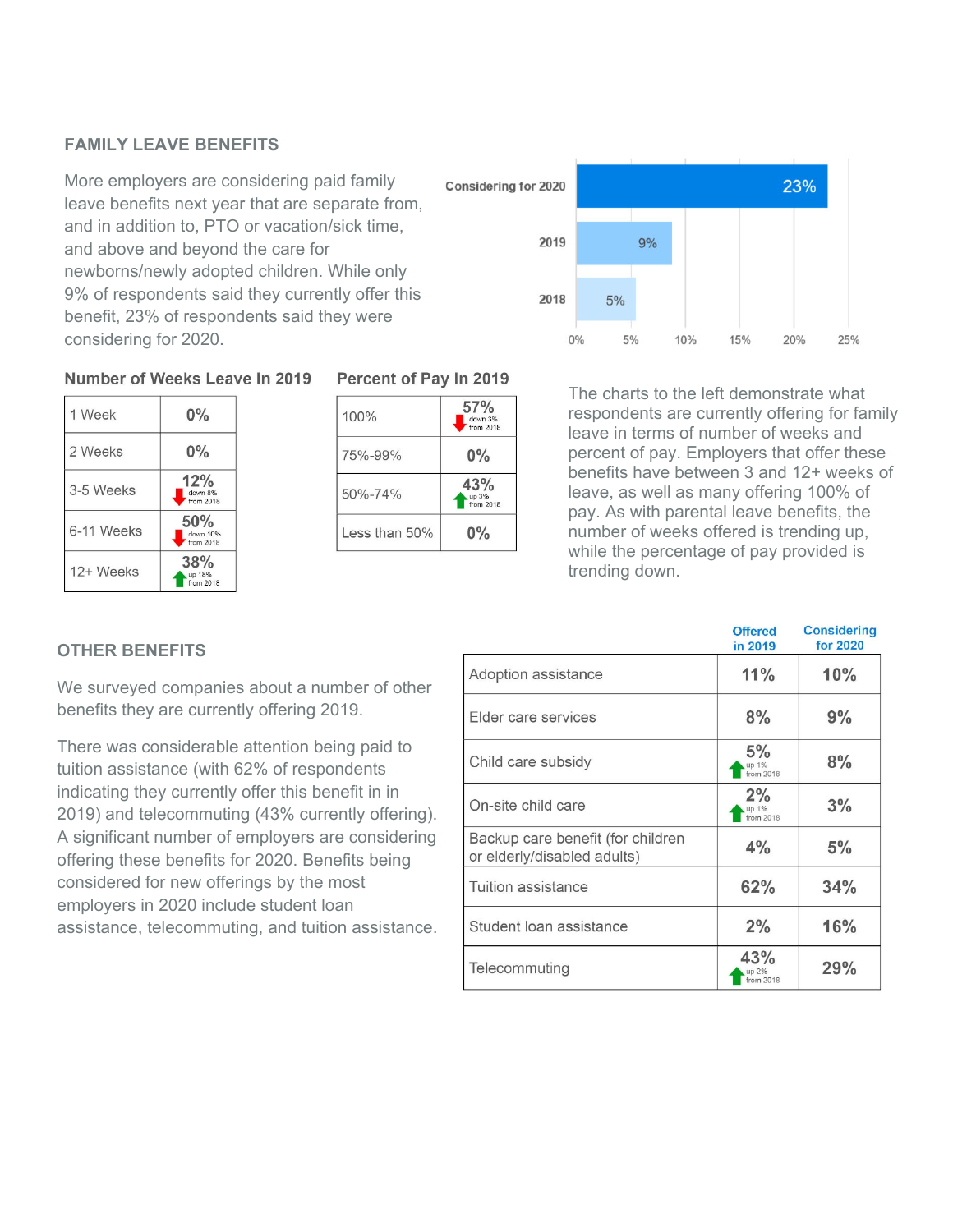## FAMILY LEAVE BENEFITS

More employers are considering paid family leave benefits next year that are separate from, and in addition to, PTO or vacation/sick time, and above and beyond the care for newborns/newly adopted children. While only 9% of respondents said they currently offer this benefit, 23% of respondents said they were considering for 2020.

| | |
|---|---|
| Considering for 2020 | 23% |
| 2019 | 9% |
| 2018 | 5% |

**Number of Weeks Leave in 2019**

| | |
|---|---|
| 1 Week | 0% |
| 2 Weeks | 0% |
| 3-5 Weeks | 12% (down 8% from 2018) |
| 6-11 Weeks | 50% (down 10% from 2018) |
| 12+ Weeks | 38% (up 18% from 2018) |

**Percent of Pay in 2019**

| | |
|---|---|
| 100% | 57% (down 3% from 2018) |
| 75%-99% | 0% |
| 50%-74% | 43% (up 3% from 2018) |
| Less than 50% | 0% |

The charts to the left demonstrate what respondents are currently offering for family leave in terms of number of weeks and percent of pay. Employers that offer these benefits have between 3 and 12+ weeks of leave, as well as many offering 100% of pay. As with parental leave benefits, the number of weeks offered is trending up, while the percentage of pay provided is trending down.

## OTHER BENEFITS

We surveyed companies about a number of other benefits they are currently offering 2019.

There was considerable attention being paid to tuition assistance (with 62% of respondents indicating they currently offer this benefit in in 2019) and telecommuting (43% currently offering). A significant number of employers are considering offering these benefits for 2020. Benefits being considered for new offerings by the most employers in 2020 include student loan assistance, telecommuting, and tuition assistance.

| | Offered in 2019 | Considering for 2020 |
|---|---|---|
| Adoption assistance | 11% | 10% |
| Elder care services | 8% | 9% |
| Child care subsidy | 5% (up 1% from 2018) | 8% |
| On-site child care | 2% (up 1% from 2018) | 3% |
| Backup care benefit (for children or elderly/disabled adults) | 4% | 5% |
| Tuition assistance | 62% | 34% |
| Student loan assistance | 2% | 16% |
| Telecommuting | 43% (up 2% from 2018) | 29% |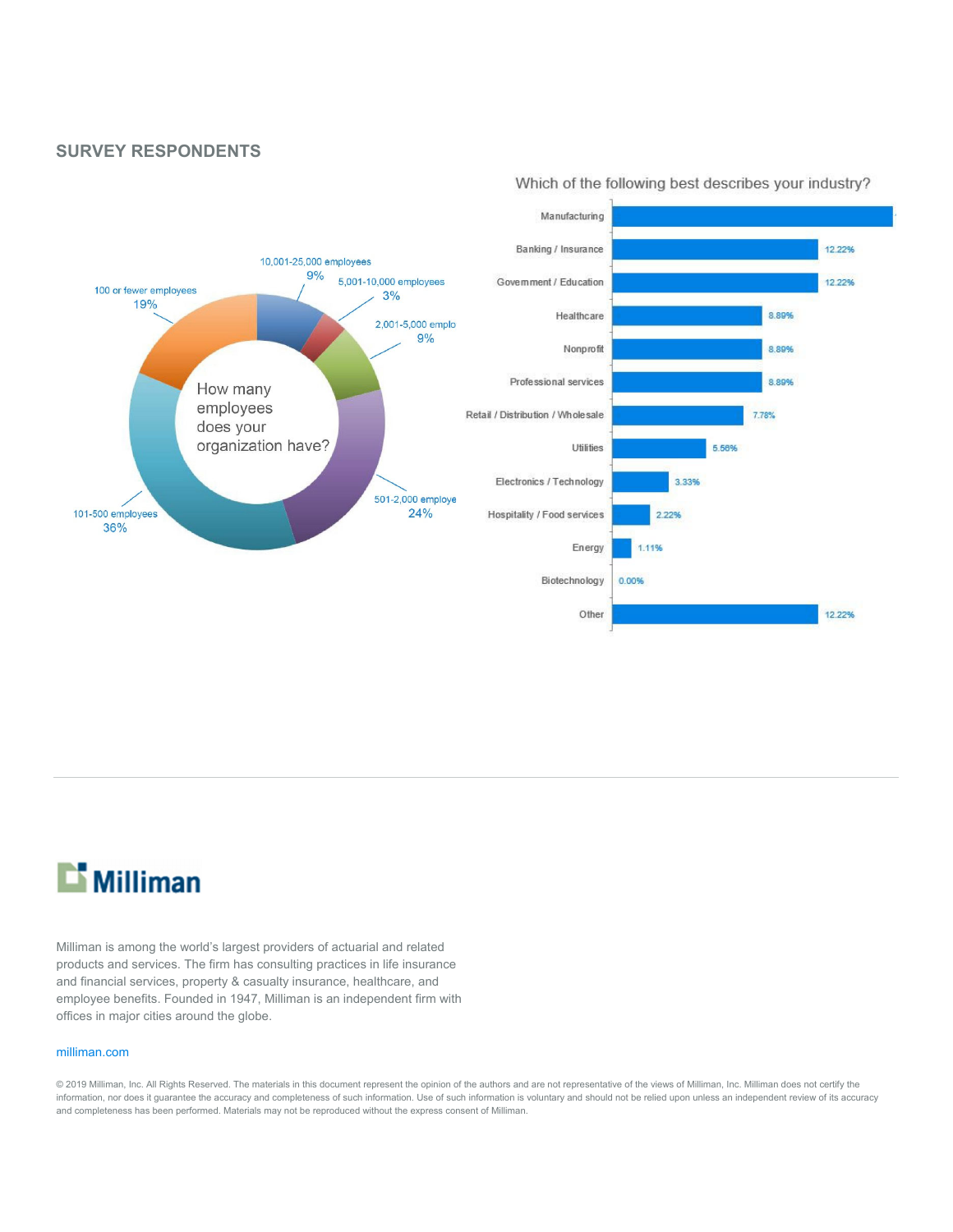## SURVEY RESPONDENTS

How many employees does your organization have?

10,001-25,000 employees
9%

5,001-10,000 employees
3%

100 or fewer employees
19%

2,001-5,000 emplo
9%

501-2,000 employe
24%

101-500 employees
36%

Which of the following best describes your industry?

Manufacturing

Banking / Insurance 12.22%

Government / Education 12.22%

Healthcare 8.89%

Nonprofit 8.89%

Professional services 8.89%

Retail / Distribution / Wholesale 7.78%

Utilities 5.56%

Electronics / Technology 3.33%

Hospitality / Food services 2.22%

Energy 1.11%

Biotechnology 0.00%

Other 12.22%

Milliman

Milliman is among the world's largest providers of actuarial and related products and services. The firm has consulting practices in life insurance and financial services, property & casualty insurance, healthcare, and employee benefits. Founded in 1947, Milliman is an independent firm with offices in major cities around the globe.

milliman.com

© 2019 Milliman, Inc. All Rights Reserved. The materials in this document represent the opinion of the authors and are not representative of the views of Milliman, Inc. Milliman does not certify the information, nor does it guarantee the accuracy and completeness of such information. Use of such information is voluntary and should not be relied upon unless an independent review of its accuracy and completeness has been performed. Materials may not be reproduced without the express consent of Milliman.